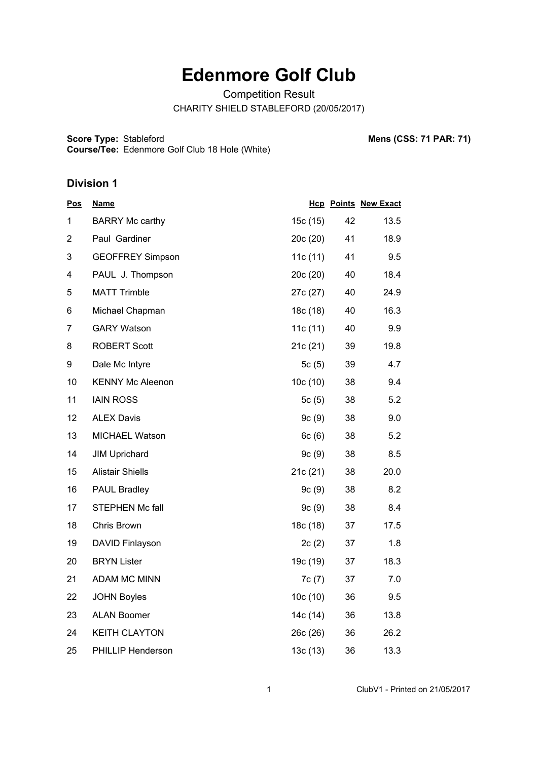# Edenmore Golf Club

Competition Result

CHARITY SHIELD STABLEFORD (20/05/2017)

**Score Type:** Stableford
**Course/Tee:** Edenmore Golf Club 18 Hole (White)

**Mens (CSS: 71 PAR: 71)**

## Division 1

| Pos | Name | Hcp | Points | New Exact |
|---|---|---|---|---|
| 1 | BARRY Mc carthy | 15c (15) | 42 | 13.5 |
| 2 | Paul Gardiner | 20c (20) | 41 | 18.9 |
| 3 | GEOFFREY Simpson | 11c (11) | 41 | 9.5 |
| 4 | PAUL J. Thompson | 20c (20) | 40 | 18.4 |
| 5 | MATT Trimble | 27c (27) | 40 | 24.9 |
| 6 | Michael Chapman | 18c (18) | 40 | 16.3 |
| 7 | GARY Watson | 11c (11) | 40 | 9.9 |
| 8 | ROBERT Scott | 21c (21) | 39 | 19.8 |
| 9 | Dale Mc Intyre | 5c (5) | 39 | 4.7 |
| 10 | KENNY Mc Aleenon | 10c (10) | 38 | 9.4 |
| 11 | IAIN ROSS | 5c (5) | 38 | 5.2 |
| 12 | ALEX Davis | 9c (9) | 38 | 9.0 |
| 13 | MICHAEL Watson | 6c (6) | 38 | 5.2 |
| 14 | JIM Uprichard | 9c (9) | 38 | 8.5 |
| 15 | Alistair Shiells | 21c (21) | 38 | 20.0 |
| 16 | PAUL Bradley | 9c (9) | 38 | 8.2 |
| 17 | STEPHEN Mc fall | 9c (9) | 38 | 8.4 |
| 18 | Chris Brown | 18c (18) | 37 | 17.5 |
| 19 | DAVID Finlayson | 2c (2) | 37 | 1.8 |
| 20 | BRYN Lister | 19c (19) | 37 | 18.3 |
| 21 | ADAM MC MINN | 7c (7) | 37 | 7.0 |
| 22 | JOHN Boyles | 10c (10) | 36 | 9.5 |
| 23 | ALAN Boomer | 14c (14) | 36 | 13.8 |
| 24 | KEITH CLAYTON | 26c (26) | 36 | 26.2 |
| 25 | PHILLIP Henderson | 13c (13) | 36 | 13.3 |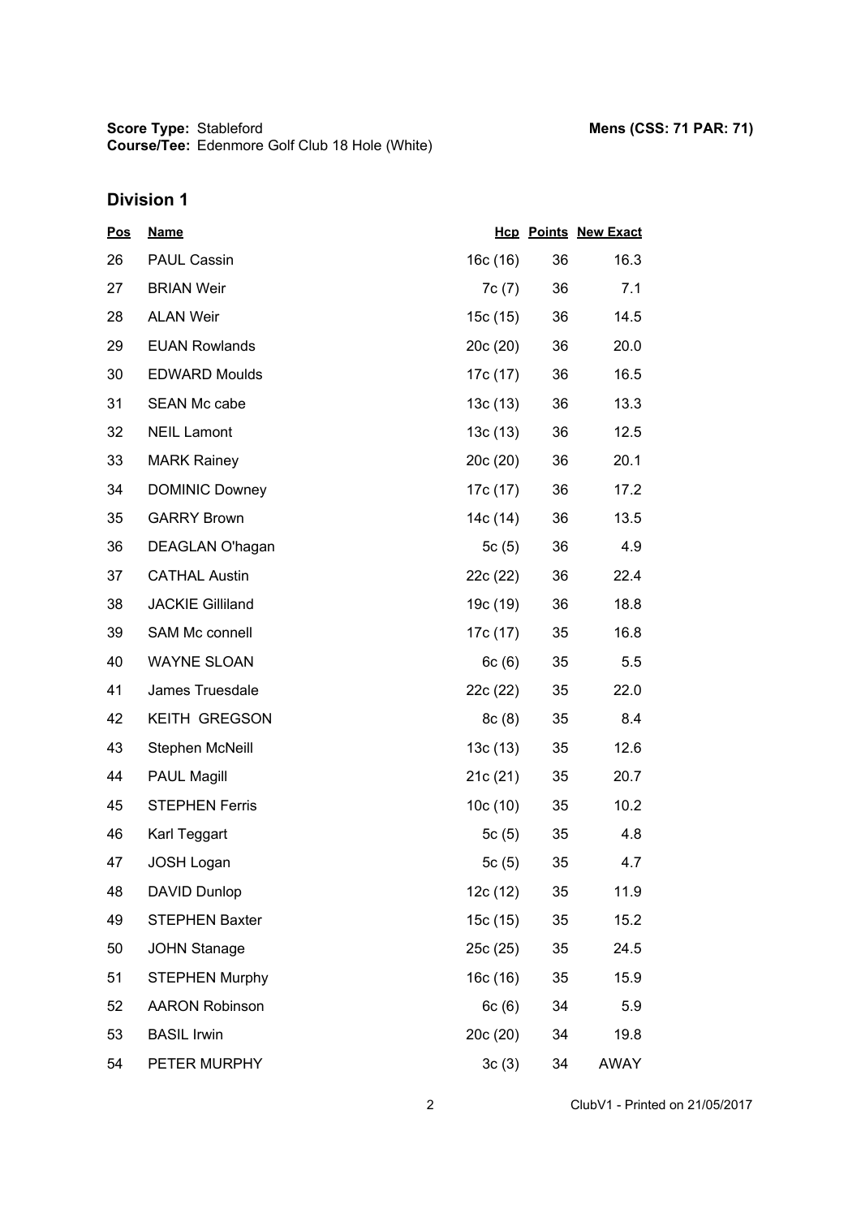**Score Type:** Stableford
**Course/Tee:** Edenmore Golf Club 18 Hole (White)

**Mens (CSS: 71 PAR: 71)**

## Division 1

| Pos | Name | Hcp | Points | New Exact |
|---|---|---|---|---|
| 26 | PAUL Cassin | 16c (16) | 36 | 16.3 |
| 27 | BRIAN Weir | 7c (7) | 36 | 7.1 |
| 28 | ALAN Weir | 15c (15) | 36 | 14.5 |
| 29 | EUAN Rowlands | 20c (20) | 36 | 20.0 |
| 30 | EDWARD Moulds | 17c (17) | 36 | 16.5 |
| 31 | SEAN Mc cabe | 13c (13) | 36 | 13.3 |
| 32 | NEIL Lamont | 13c (13) | 36 | 12.5 |
| 33 | MARK Rainey | 20c (20) | 36 | 20.1 |
| 34 | DOMINIC Downey | 17c (17) | 36 | 17.2 |
| 35 | GARRY Brown | 14c (14) | 36 | 13.5 |
| 36 | DEAGLAN O'hagan | 5c (5) | 36 | 4.9 |
| 37 | CATHAL Austin | 22c (22) | 36 | 22.4 |
| 38 | JACKIE Gilliland | 19c (19) | 36 | 18.8 |
| 39 | SAM Mc connell | 17c (17) | 35 | 16.8 |
| 40 | WAYNE SLOAN | 6c (6) | 35 | 5.5 |
| 41 | James Truesdale | 22c (22) | 35 | 22.0 |
| 42 | KEITH GREGSON | 8c (8) | 35 | 8.4 |
| 43 | Stephen McNeill | 13c (13) | 35 | 12.6 |
| 44 | PAUL Magill | 21c (21) | 35 | 20.7 |
| 45 | STEPHEN Ferris | 10c (10) | 35 | 10.2 |
| 46 | Karl Teggart | 5c (5) | 35 | 4.8 |
| 47 | JOSH Logan | 5c (5) | 35 | 4.7 |
| 48 | DAVID Dunlop | 12c (12) | 35 | 11.9 |
| 49 | STEPHEN Baxter | 15c (15) | 35 | 15.2 |
| 50 | JOHN Stanage | 25c (25) | 35 | 24.5 |
| 51 | STEPHEN Murphy | 16c (16) | 35 | 15.9 |
| 52 | AARON Robinson | 6c (6) | 34 | 5.9 |
| 53 | BASIL Irwin | 20c (20) | 34 | 19.8 |
| 54 | PETER MURPHY | 3c (3) | 34 | AWAY |

ClubV1 - Printed on 21/05/2017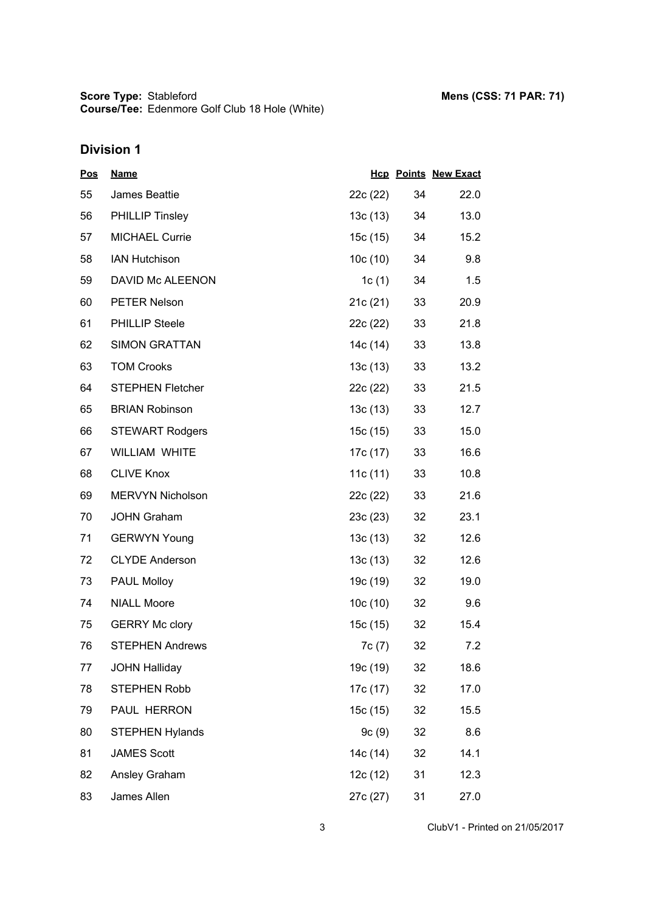**Score Type:** Stableford
**Course/Tee:** Edenmore Golf Club 18 Hole (White)

**Mens (CSS: 71 PAR: 71)**

## Division 1

| Pos | Name | Hcp | Points | New Exact |
|---|---|---|---|---|
| 55 | James Beattie | 22c (22) | 34 | 22.0 |
| 56 | PHILLIP Tinsley | 13c (13) | 34 | 13.0 |
| 57 | MICHAEL Currie | 15c (15) | 34 | 15.2 |
| 58 | IAN Hutchison | 10c (10) | 34 | 9.8 |
| 59 | DAVID Mc ALEENON | 1c (1) | 34 | 1.5 |
| 60 | PETER Nelson | 21c (21) | 33 | 20.9 |
| 61 | PHILLIP Steele | 22c (22) | 33 | 21.8 |
| 62 | SIMON GRATTAN | 14c (14) | 33 | 13.8 |
| 63 | TOM Crooks | 13c (13) | 33 | 13.2 |
| 64 | STEPHEN Fletcher | 22c (22) | 33 | 21.5 |
| 65 | BRIAN Robinson | 13c (13) | 33 | 12.7 |
| 66 | STEWART Rodgers | 15c (15) | 33 | 15.0 |
| 67 | WILLIAM WHITE | 17c (17) | 33 | 16.6 |
| 68 | CLIVE Knox | 11c (11) | 33 | 10.8 |
| 69 | MERVYN Nicholson | 22c (22) | 33 | 21.6 |
| 70 | JOHN Graham | 23c (23) | 32 | 23.1 |
| 71 | GERWYN Young | 13c (13) | 32 | 12.6 |
| 72 | CLYDE Anderson | 13c (13) | 32 | 12.6 |
| 73 | PAUL Molloy | 19c (19) | 32 | 19.0 |
| 74 | NIALL Moore | 10c (10) | 32 | 9.6 |
| 75 | GERRY Mc clory | 15c (15) | 32 | 15.4 |
| 76 | STEPHEN Andrews | 7c (7) | 32 | 7.2 |
| 77 | JOHN Halliday | 19c (19) | 32 | 18.6 |
| 78 | STEPHEN Robb | 17c (17) | 32 | 17.0 |
| 79 | PAUL HERRON | 15c (15) | 32 | 15.5 |
| 80 | STEPHEN Hylands | 9c (9) | 32 | 8.6 |
| 81 | JAMES Scott | 14c (14) | 32 | 14.1 |
| 82 | Ansley Graham | 12c (12) | 31 | 12.3 |
| 83 | James Allen | 27c (27) | 31 | 27.0 |

ClubV1 - Printed on 21/05/2017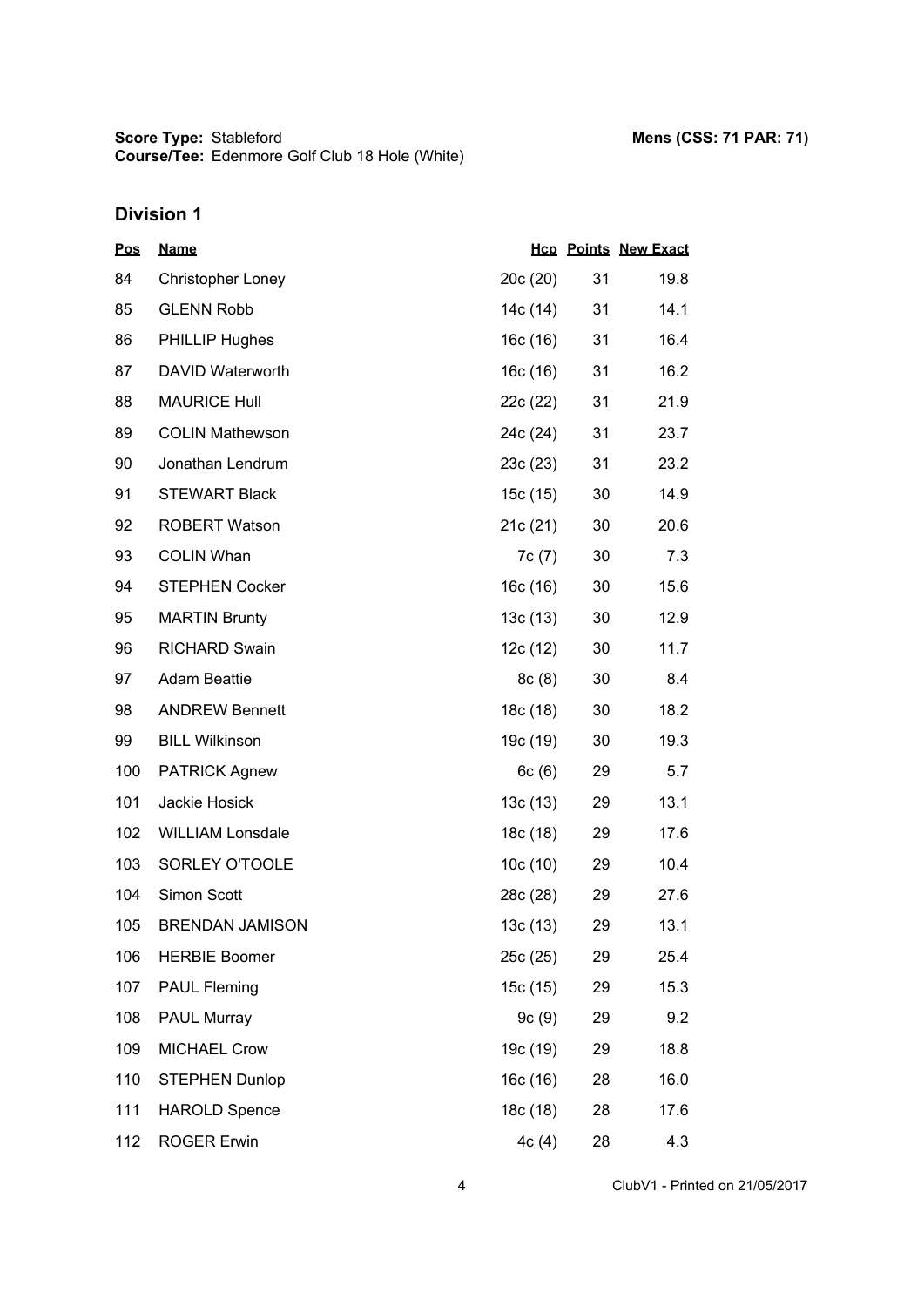**Score Type:** Stableford **Mens (CSS: 71 PAR: 71)**
**Course/Tee:** Edenmore Golf Club 18 Hole (White)

## Division 1

| Pos | Name | Hcp | Points | New Exact |
|---|---|---|---|---|
| 84 | Christopher Loney | 20c (20) | 31 | 19.8 |
| 85 | GLENN Robb | 14c (14) | 31 | 14.1 |
| 86 | PHILLIP Hughes | 16c (16) | 31 | 16.4 |
| 87 | DAVID Waterworth | 16c (16) | 31 | 16.2 |
| 88 | MAURICE Hull | 22c (22) | 31 | 21.9 |
| 89 | COLIN Mathewson | 24c (24) | 31 | 23.7 |
| 90 | Jonathan Lendrum | 23c (23) | 31 | 23.2 |
| 91 | STEWART Black | 15c (15) | 30 | 14.9 |
| 92 | ROBERT Watson | 21c (21) | 30 | 20.6 |
| 93 | COLIN Whan | 7c (7) | 30 | 7.3 |
| 94 | STEPHEN Cocker | 16c (16) | 30 | 15.6 |
| 95 | MARTIN Brunty | 13c (13) | 30 | 12.9 |
| 96 | RICHARD Swain | 12c (12) | 30 | 11.7 |
| 97 | Adam Beattie | 8c (8) | 30 | 8.4 |
| 98 | ANDREW Bennett | 18c (18) | 30 | 18.2 |
| 99 | BILL Wilkinson | 19c (19) | 30 | 19.3 |
| 100 | PATRICK Agnew | 6c (6) | 29 | 5.7 |
| 101 | Jackie Hosick | 13c (13) | 29 | 13.1 |
| 102 | WILLIAM Lonsdale | 18c (18) | 29 | 17.6 |
| 103 | SORLEY O'TOOLE | 10c (10) | 29 | 10.4 |
| 104 | Simon Scott | 28c (28) | 29 | 27.6 |
| 105 | BRENDAN JAMISON | 13c (13) | 29 | 13.1 |
| 106 | HERBIE Boomer | 25c (25) | 29 | 25.4 |
| 107 | PAUL Fleming | 15c (15) | 29 | 15.3 |
| 108 | PAUL Murray | 9c (9) | 29 | 9.2 |
| 109 | MICHAEL Crow | 19c (19) | 29 | 18.8 |
| 110 | STEPHEN Dunlop | 16c (16) | 28 | 16.0 |
| 111 | HAROLD Spence | 18c (18) | 28 | 17.6 |
| 112 | ROGER Erwin | 4c (4) | 28 | 4.3 |

ClubV1 - Printed on 21/05/2017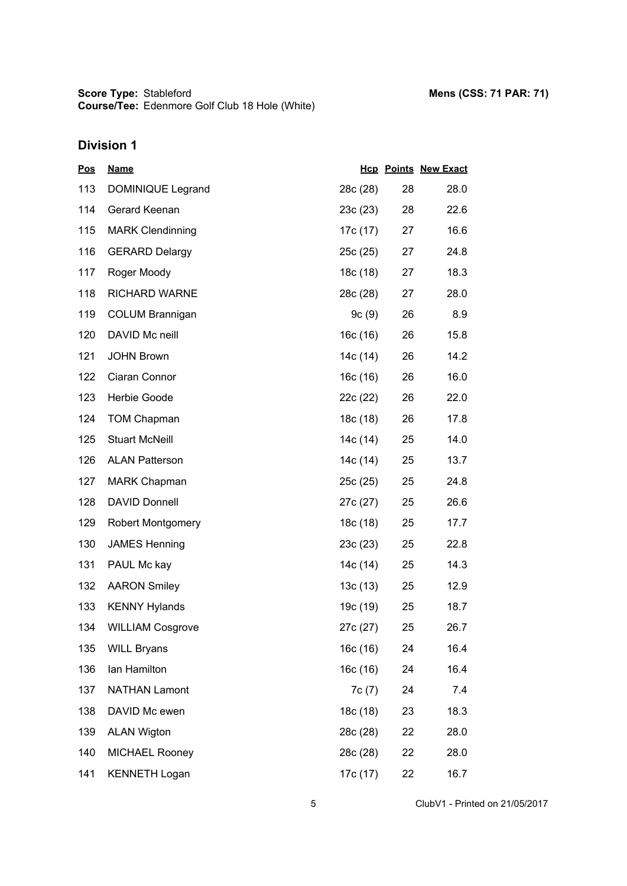**Score Type:** Stableford
**Course/Tee:** Edenmore Golf Club 18 Hole (White)

**Mens (CSS: 71 PAR: 71)**

## Division 1

| Pos | Name | Hcp | Points | New Exact |
|---|---|---|---|---|
| 113 | DOMINIQUE Legrand | 28c (28) | 28 | 28.0 |
| 114 | Gerard Keenan | 23c (23) | 28 | 22.6 |
| 115 | MARK Clendinning | 17c (17) | 27 | 16.6 |
| 116 | GERARD Delargy | 25c (25) | 27 | 24.8 |
| 117 | Roger Moody | 18c (18) | 27 | 18.3 |
| 118 | RICHARD WARNE | 28c (28) | 27 | 28.0 |
| 119 | COLUM Brannigan | 9c (9) | 26 | 8.9 |
| 120 | DAVID Mc neill | 16c (16) | 26 | 15.8 |
| 121 | JOHN Brown | 14c (14) | 26 | 14.2 |
| 122 | Ciaran Connor | 16c (16) | 26 | 16.0 |
| 123 | Herbie Goode | 22c (22) | 26 | 22.0 |
| 124 | TOM Chapman | 18c (18) | 26 | 17.8 |
| 125 | Stuart McNeill | 14c (14) | 25 | 14.0 |
| 126 | ALAN Patterson | 14c (14) | 25 | 13.7 |
| 127 | MARK Chapman | 25c (25) | 25 | 24.8 |
| 128 | DAVID Donnell | 27c (27) | 25 | 26.6 |
| 129 | Robert Montgomery | 18c (18) | 25 | 17.7 |
| 130 | JAMES Henning | 23c (23) | 25 | 22.8 |
| 131 | PAUL Mc kay | 14c (14) | 25 | 14.3 |
| 132 | AARON Smiley | 13c (13) | 25 | 12.9 |
| 133 | KENNY Hylands | 19c (19) | 25 | 18.7 |
| 134 | WILLIAM Cosgrove | 27c (27) | 25 | 26.7 |
| 135 | WILL Bryans | 16c (16) | 24 | 16.4 |
| 136 | Ian Hamilton | 16c (16) | 24 | 16.4 |
| 137 | NATHAN Lamont | 7c (7) | 24 | 7.4 |
| 138 | DAVID Mc ewen | 18c (18) | 23 | 18.3 |
| 139 | ALAN Wigton | 28c (28) | 22 | 28.0 |
| 140 | MICHAEL Rooney | 28c (28) | 22 | 28.0 |
| 141 | KENNETH Logan | 17c (17) | 22 | 16.7 |

ClubV1 - Printed on 21/05/2017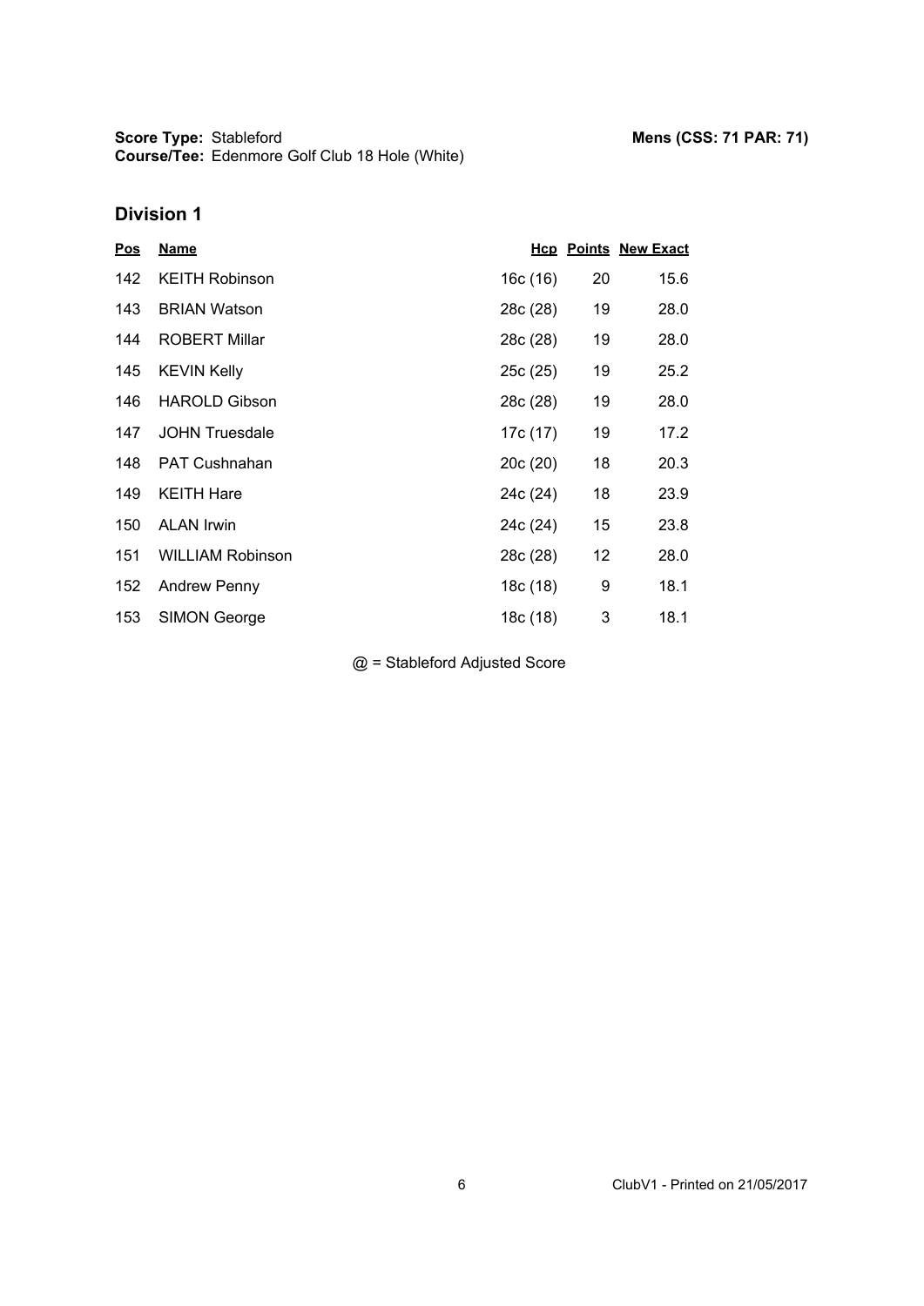**Score Type:** Stableford
**Course/Tee:** Edenmore Golf Club 18 Hole (White)

**Mens (CSS: 71 PAR: 71)**

## Division 1

| Pos | Name | Hcp | Points | New Exact |
|---|---|---|---|---|
| 142 | KEITH Robinson | 16c (16) | 20 | 15.6 |
| 143 | BRIAN Watson | 28c (28) | 19 | 28.0 |
| 144 | ROBERT Millar | 28c (28) | 19 | 28.0 |
| 145 | KEVIN Kelly | 25c (25) | 19 | 25.2 |
| 146 | HAROLD Gibson | 28c (28) | 19 | 28.0 |
| 147 | JOHN Truesdale | 17c (17) | 19 | 17.2 |
| 148 | PAT Cushnahan | 20c (20) | 18 | 20.3 |
| 149 | KEITH Hare | 24c (24) | 18 | 23.9 |
| 150 | ALAN Irwin | 24c (24) | 15 | 23.8 |
| 151 | WILLIAM Robinson | 28c (28) | 12 | 28.0 |
| 152 | Andrew Penny | 18c (18) | 9 | 18.1 |
| 153 | SIMON George | 18c (18) | 3 | 18.1 |

@ = Stableford Adjusted Score

ClubV1 - Printed on 21/05/2017